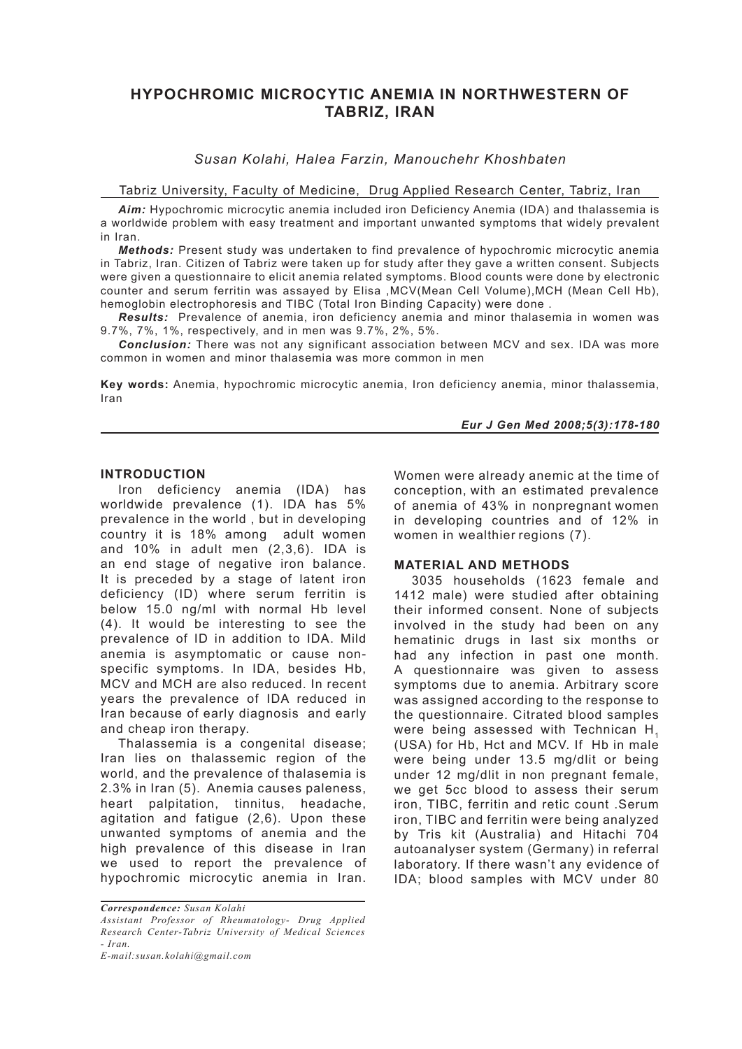# HYPOCHROMIC MICROCYTIC ANEMIA IN NORTHWESTERN OF TABRIZ, IRAN

*Susan Kolahi, Halea Farzin, Manouchehr Khoshbaten*

Tabriz University, Faculty of Medicine, Drug Applied Research Center, Tabriz, Iran

***Aim:*** Hypochromic microcytic anemia included iron Deficiency Anemia (IDA) and thalassemia is a worldwide problem with easy treatment and important unwanted symptoms that widely prevalent in Iran.

***Methods:*** Present study was undertaken to find prevalence of hypochromic microcytic anemia in Tabriz, Iran. Citizen of Tabriz were taken up for study after they gave a written consent. Subjects were given a questionnaire to elicit anemia related symptoms. Blood counts were done by electronic counter and serum ferritin was assayed by Elisa ,MCV(Mean Cell Volume),MCH (Mean Cell Hb), hemoglobin electrophoresis and TIBC (Total Iron Binding Capacity) were done .

***Results:*** Prevalence of anemia, iron deficiency anemia and minor thalasemia in women was 9.7%, 7%, 1%, respectively, and in men was 9.7%, 2%, 5%.

***Conclusion:*** There was not any significant association between MCV and sex. IDA was more common in women and minor thalasemia was more common in men

**Key words:** Anemia, hypochromic microcytic anemia, Iron deficiency anemia, minor thalassemia, Iran

***Eur J Gen Med 2008;5(3):178-180***

## INTRODUCTION

Iron deficiency anemia (IDA) has worldwide prevalence (1). IDA has 5% prevalence in the world , but in developing country it is 18% among adult women and 10% in adult men (2,3,6). IDA is an end stage of negative iron balance. It is preceded by a stage of latent iron deficiency (ID) where serum ferritin is below 15.0 ng/ml with normal Hb level (4). It would be interesting to see the prevalence of ID in addition to IDA. Mild anemia is asymptomatic or cause non-specific symptoms. In IDA, besides Hb, MCV and MCH are also reduced. In recent years the prevalence of IDA reduced in Iran because of early diagnosis and early and cheap iron therapy.

Thalassemia is a congenital disease; Iran lies on thalassemic region of the world, and the prevalence of thalasemia is 2.3% in Iran (5). Anemia causes paleness, heart palpitation, tinnitus, headache, agitation and fatigue (2,6). Upon these unwanted symptoms of anemia and the high prevalence of this disease in Iran we used to report the prevalence of hypochromic microcytic anemia in Iran. Women were already anemic at the time of conception, with an estimated prevalence of anemia of 43% in nonpregnant women in developing countries and of 12% in women in wealthier regions (7).

## MATERIAL AND METHODS

3035 households (1623 female and 1412 male) were studied after obtaining their informed consent. None of subjects involved in the study had been on any hematinic drugs in last six months or had any infection in past one month. A questionnaire was given to assess symptoms due to anemia. Arbitrary score was assigned according to the response to the questionnaire. Citrated blood samples were being assessed with Technican $H_1$ (USA) for Hb, Hct and MCV. If Hb in male were being under 13.5 mg/dlit or being under 12 mg/dlit in non pregnant female, we get 5cc blood to assess their serum iron, TIBC, ferritin and retic count .Serum iron, TIBC and ferritin were being analyzed by Tris kit (Australia) and Hitachi 704 autoanalyser system (Germany) in referral laboratory. If there wasn't any evidence of IDA; blood samples with MCV under 80

*Correspondence: Susan Kolahi*
*Assistant Professor of Rheumatology- Drug Applied Research Center-Tabriz University of Medical Sciences - Iran.*
*E-mail:susan.kolahi@gmail.com*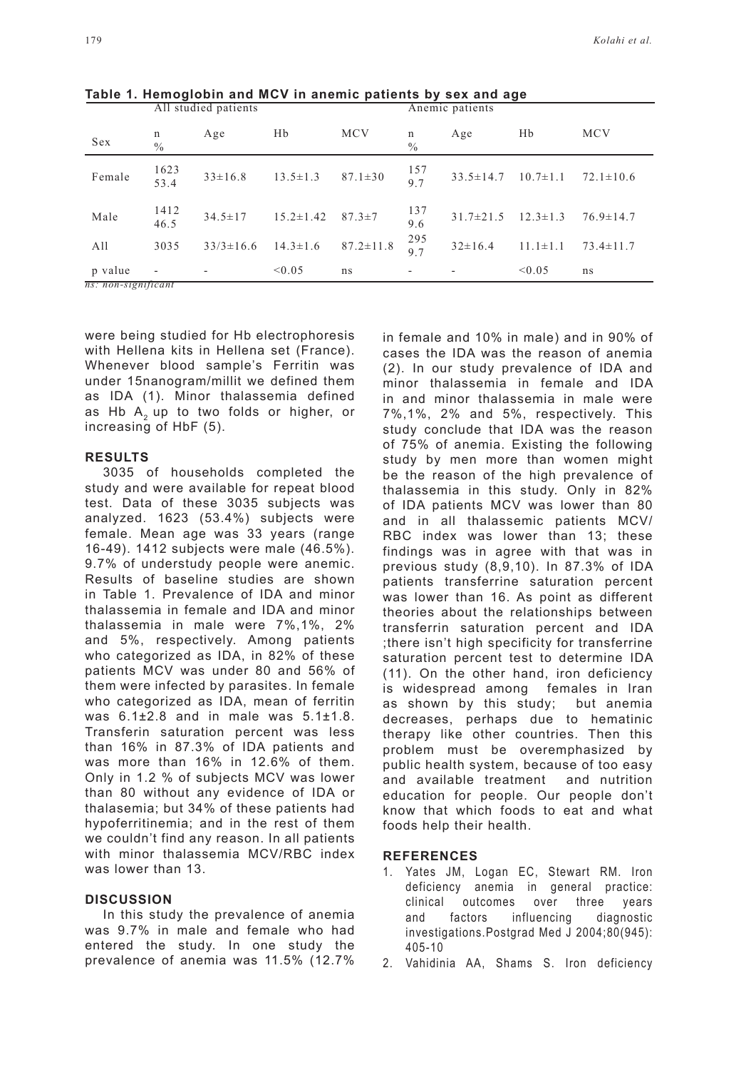**Table 1. Hemoglobin and MCV in anemic patients by sex and age**

| | All studied patients | | | | Anemic patients | | | |
|---|---|---|---|---|---|---|---|---|
| Sex | n % | Age | Hb | MCV | n % | Age | Hb | MCV |
| Female | 1623 53.4 | 33±16.8 | 13.5±1.3 | 87.1±30 | 157 9.7 | 33.5±14.7 | 10.7±1.1 | 72.1±10.6 |
| Male | 1412 46.5 | 34.5±17 | 15.2±1.42 | 87.3±7 | 137 9.6 | 31.7±21.5 | 12.3±1.3 | 76.9±14.7 |
| All | 3035 | 33/3±16.6 | 14.3±1.6 | 87.2±11.8 | 295 9.7 | 32±16.4 | 11.1±1.1 | 73.4±11.7 |
| p value | - | - | <0.05 | ns | - | - | <0.05 | ns |

*ns: non-significant*

were being studied for Hb electrophoresis with Hellena kits in Hellena set (France). Whenever blood sample's Ferritin was under 15nanogram/millit we defined them as IDA (1). Minor thalassemia defined as Hb $A_2$ up to two folds or higher, or increasing of HbF (5).

## RESULTS

3035 of households completed the study and were available for repeat blood test. Data of these 3035 subjects was analyzed. 1623 (53.4%) subjects were female. Mean age was 33 years (range 16-49). 1412 subjects were male (46.5%). 9.7% of understudy people were anemic. Results of baseline studies are shown in Table 1. Prevalence of IDA and minor thalassemia in female and IDA and minor thalassemia in male were 7%,1%, 2% and 5%, respectively. Among patients who categorized as IDA, in 82% of these patients MCV was under 80 and 56% of them were infected by parasites. In female who categorized as IDA, mean of ferritin was 6.1±2.8 and in male was 5.1±1.8. Transferin saturation percent was less than 16% in 87.3% of IDA patients and was more than 16% in 12.6% of them. Only in 1.2 % of subjects MCV was lower than 80 without any evidence of IDA or thalasemia; but 34% of these patients had hypoferritinemia; and in the rest of them we couldn't find any reason. In all patients with minor thalassemia MCV/RBC index was lower than 13.

## DISCUSSION

In this study the prevalence of anemia was 9.7% in male and female who had entered the study. In one study the prevalence of anemia was 11.5% (12.7% in female and 10% in male) and in 90% of cases the IDA was the reason of anemia (2). In our study prevalence of IDA and minor thalassemia in female and IDA in and minor thalassemia in male were 7%,1%, 2% and 5%, respectively. This study conclude that IDA was the reason of 75% of anemia. Existing the following study by men more than women might be the reason of the high prevalence of thalassemia in this study. Only in 82% of IDA patients MCV was lower than 80 and in all thalassemic patients MCV/RBC index was lower than 13; these findings was in agree with that was in previous study (8,9,10). In 87.3% of IDA patients transferrine saturation percent was lower than 16. As point as different theories about the relationships between transferrin saturation percent and IDA ;there isn't high specificity for transferrine saturation percent test to determine IDA (11). On the other hand, iron deficiency is widespread among females in Iran as shown by this study; but anemia decreases, perhaps due to hematinic therapy like other countries. Then this problem must be overemphasized by public health system, because of too easy and available treatment and nutrition education for people. Our people don't know that which foods to eat and what foods help their health.

## REFERENCES

1. Yates JM, Logan EC, Stewart RM. Iron deficiency anemia in general practice: clinical outcomes over three years and factors influencing diagnostic investigations.Postgrad Med J 2004;80(945): 405-10
2. Vahidinia AA, Shams S. Iron deficiency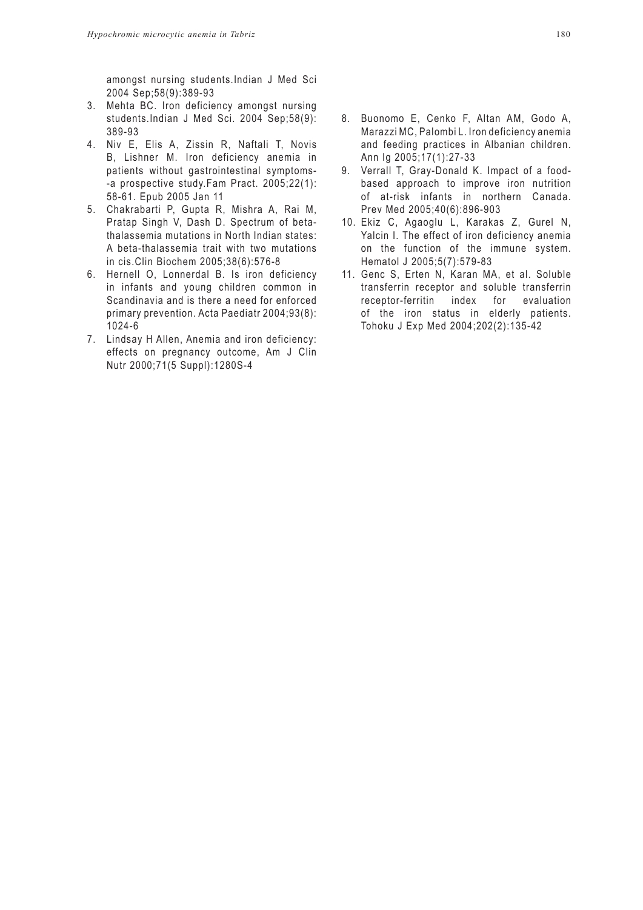amongst nursing students.Indian J Med Sci 2004 Sep;58(9):389-93

3. Mehta BC. Iron deficiency amongst nursing students.Indian J Med Sci. 2004 Sep;58(9): 389-93
4. Niv E, Elis A, Zissin R, Naftali T, Novis B, Lishner M. Iron deficiency anemia in patients without gastrointestinal symptoms--a prospective study.Fam Pract. 2005;22(1): 58-61. Epub 2005 Jan 11
5. Chakrabarti P, Gupta R, Mishra A, Rai M, Pratap Singh V, Dash D. Spectrum of beta-thalassemia mutations in North Indian states: A beta-thalassemia trait with two mutations in cis.Clin Biochem 2005;38(6):576-8
6. Hernell O, Lonnerdal B. Is iron deficiency in infants and young children common in Scandinavia and is there a need for enforced primary prevention. Acta Paediatr 2004;93(8): 1024-6
7. Lindsay H Allen, Anemia and iron deficiency: effects on pregnancy outcome, Am J Clin Nutr 2000;71(5 Suppl):1280S-4
8. Buonomo E, Cenko F, Altan AM, Godo A, Marazzi MC, Palombi L. Iron deficiency anemia and feeding practices in Albanian children. Ann Ig 2005;17(1):27-33
9. Verrall T, Gray-Donald K. Impact of a food-based approach to improve iron nutrition of at-risk infants in northern Canada. Prev Med 2005;40(6):896-903
10. Ekiz C, Agaoglu L, Karakas Z, Gurel N, Yalcin I. The effect of iron deficiency anemia on the function of the immune system. Hematol J 2005;5(7):579-83
11. Genc S, Erten N, Karan MA, et al. Soluble transferrin receptor and soluble transferrin receptor-ferritin index for evaluation of the iron status in elderly patients. Tohoku J Exp Med 2004;202(2):135-42